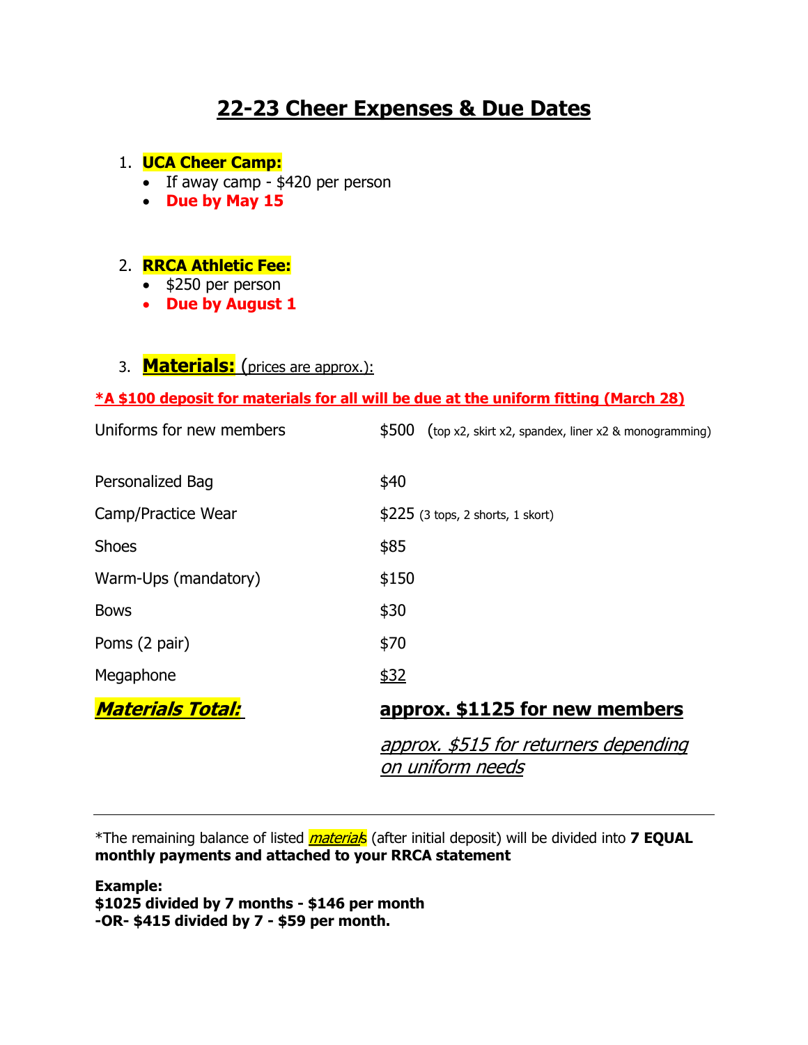# 22-23 Cheer Expenses & Due Dates

1. **UCA Cheer Camp:**
   - If away camp - $420 per person
   - **Due by May 15**

2. **RRCA Athletic Fee:**
   - $250 per person
   - **Due by August 1**

3. **Materials:** (prices are approx.):

***A $100 deposit for materials for all will be due at the uniform fitting (March 28)**

| | |
|---|---|
| Uniforms for new members | $500 (top x2, skirt x2, spandex, liner x2 & monogramming) |
| Personalized Bag | $40 |
| Camp/Practice Wear | $225 (3 tops, 2 shorts, 1 skort) |
| Shoes | $85 |
| Warm-Ups (mandatory) | $150 |
| Bows | $30 |
| Poms (2 pair) | $70 |
| Megaphone | $32 |
| ***Materials Total:*** | **approx. $1125 for new members** |
| | *approx. $515 for returners depending on uniform needs* |

---

*The remaining balance of listed *materials* (after initial deposit) will be divided into **7 EQUAL monthly payments and attached to your RRCA statement**

**Example:**
**$1025 divided by 7 months - $146 per month**
**-OR- $415 divided by 7 - $59 per month.**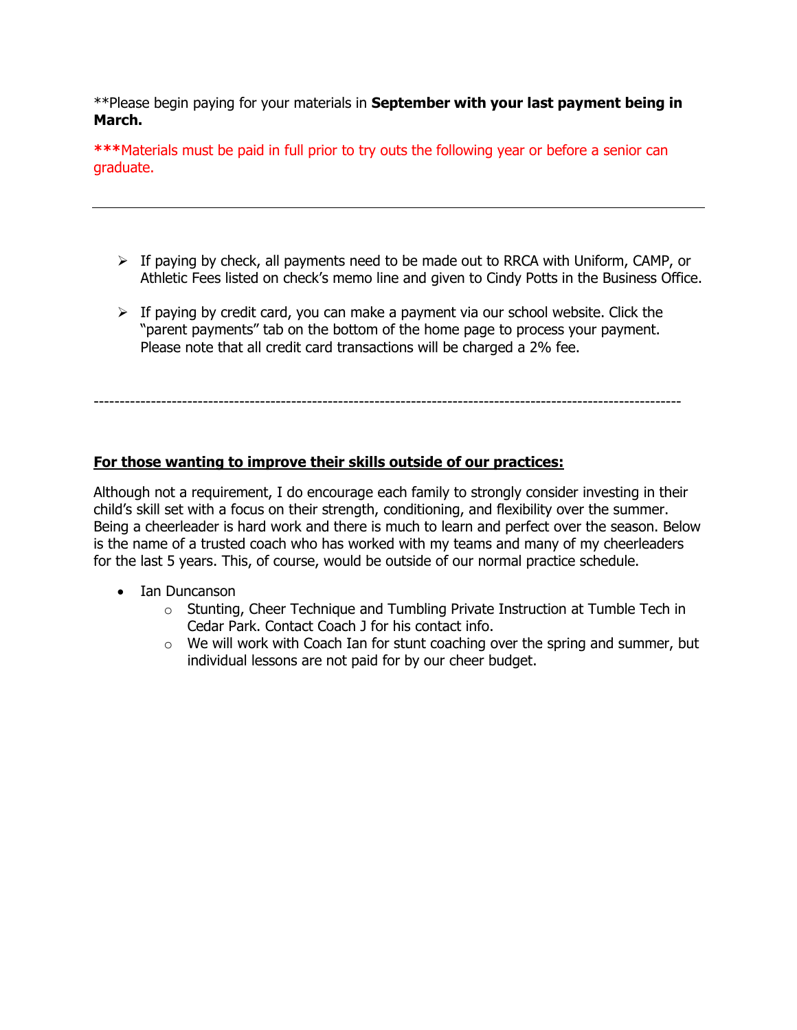**Please begin paying for your materials in **September with your last payment being in March.**

***Materials must be paid in full prior to try outs the following year or before a senior can graduate.

---

- If paying by check, all payments need to be made out to RRCA with Uniform, CAMP, or Athletic Fees listed on check's memo line and given to Cindy Potts in the Business Office.
- If paying by credit card, you can make a payment via our school website. Click the "parent payments" tab on the bottom of the home page to process your payment. Please note that all credit card transactions will be charged a 2% fee.

---

**<u>For those wanting to improve their skills outside of our practices:</u>**

Although not a requirement, I do encourage each family to strongly consider investing in their child's skill set with a focus on their strength, conditioning, and flexibility over the summer. Being a cheerleader is hard work and there is much to learn and perfect over the season. Below is the name of a trusted coach who has worked with my teams and many of my cheerleaders for the last 5 years. This, of course, would be outside of our normal practice schedule.

- Ian Duncanson
  - Stunting, Cheer Technique and Tumbling Private Instruction at Tumble Tech in Cedar Park. Contact Coach J for his contact info.
  - We will work with Coach Ian for stunt coaching over the spring and summer, but individual lessons are not paid for by our cheer budget.